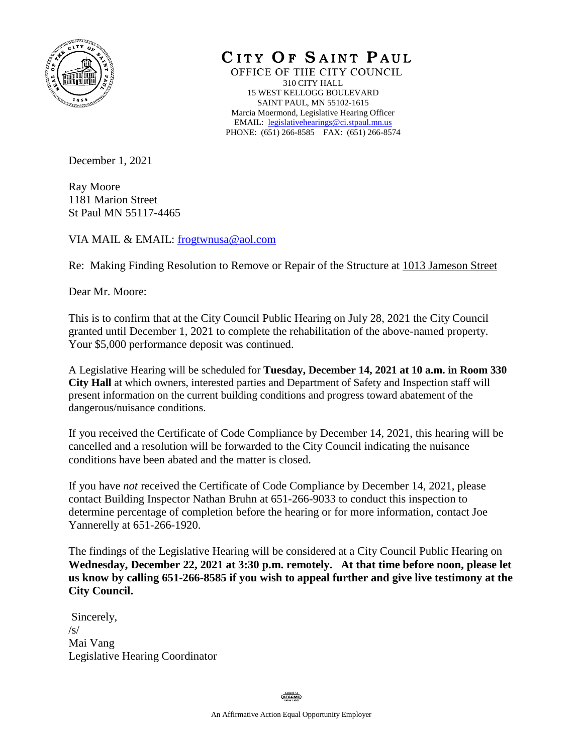# CITY OF SAINT PAUL

OFFICE OF THE CITY COUNCIL
310 CITY HALL
15 WEST KELLOGG BOULEVARD
SAINT PAUL, MN 55102-1615
Marcia Moermond, Legislative Hearing Officer
EMAIL: legislativehearings@ci.stpaul.mn.us
PHONE: (651) 266-8585 FAX: (651) 266-8574

December 1, 2021

Ray Moore
1181 Marion Street
St Paul MN 55117-4465

VIA MAIL & EMAIL: frogtwnusa@aol.com

Re: Making Finding Resolution to Remove or Repair of the Structure at 1013 Jameson Street

Dear Mr. Moore:

This is to confirm that at the City Council Public Hearing on July 28, 2021 the City Council granted until December 1, 2021 to complete the rehabilitation of the above-named property. Your $5,000 performance deposit was continued.

A Legislative Hearing will be scheduled for **Tuesday, December 14, 2021 at 10 a.m. in Room 330 City Hall** at which owners, interested parties and Department of Safety and Inspection staff will present information on the current building conditions and progress toward abatement of the dangerous/nuisance conditions.

If you received the Certificate of Code Compliance by December 14, 2021, this hearing will be cancelled and a resolution will be forwarded to the City Council indicating the nuisance conditions have been abated and the matter is closed.

If you have *not* received the Certificate of Code Compliance by December 14, 2021, please contact Building Inspector Nathan Bruhn at 651-266-9033 to conduct this inspection to determine percentage of completion before the hearing or for more information, contact Joe Yannerelly at 651-266-1920.

The findings of the Legislative Hearing will be considered at a City Council Public Hearing on **Wednesday, December 22, 2021 at 3:30 p.m. remotely. At that time before noon, please let us know by calling 651-266-8585 if you wish to appeal further and give live testimony at the City Council.**

Sincerely,
/s/
Mai Vang
Legislative Hearing Coordinator

An Affirmative Action Equal Opportunity Employer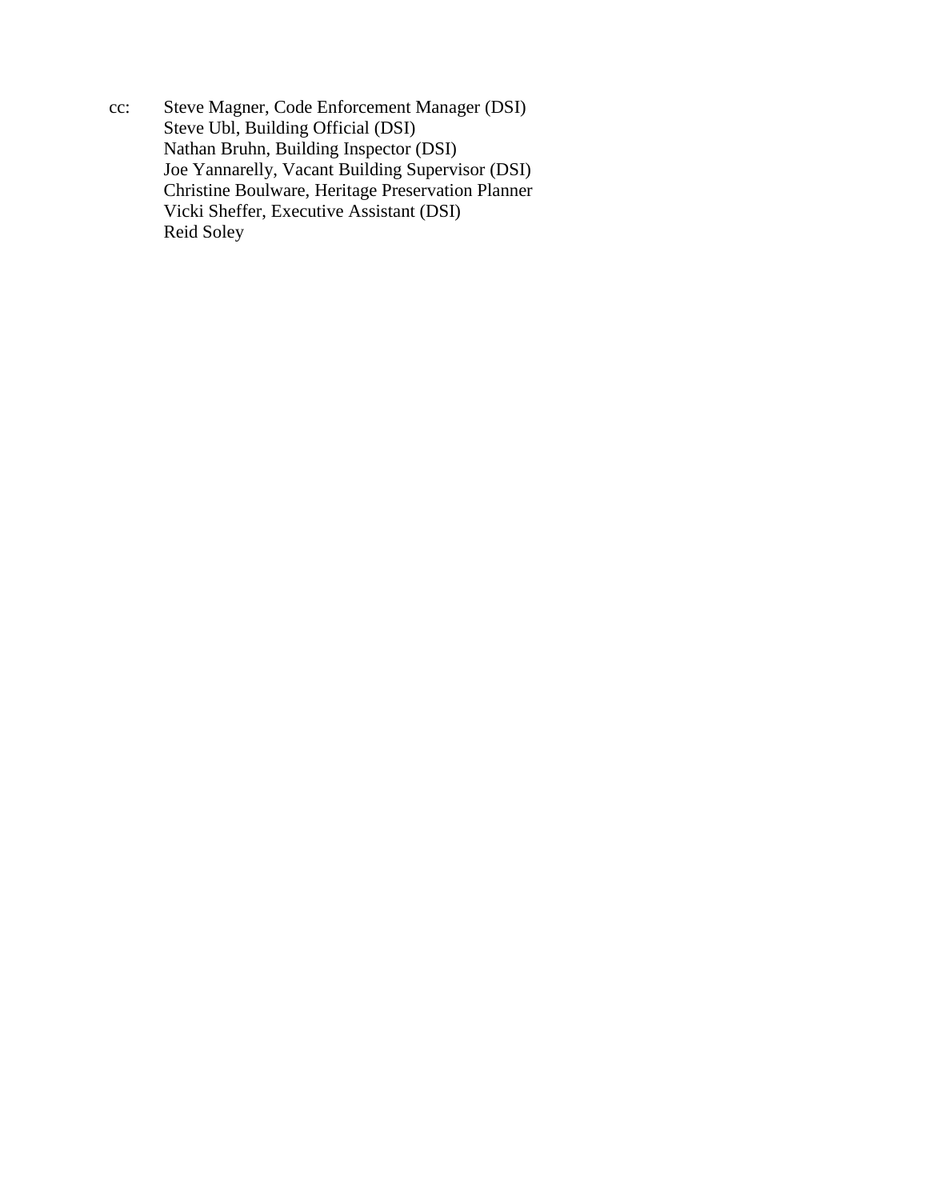cc: Steve Magner, Code Enforcement Manager (DSI)
Steve Ubl, Building Official (DSI)
Nathan Bruhn, Building Inspector (DSI)
Joe Yannarelly, Vacant Building Supervisor (DSI)
Christine Boulware, Heritage Preservation Planner
Vicki Sheffer, Executive Assistant (DSI)
Reid Soley